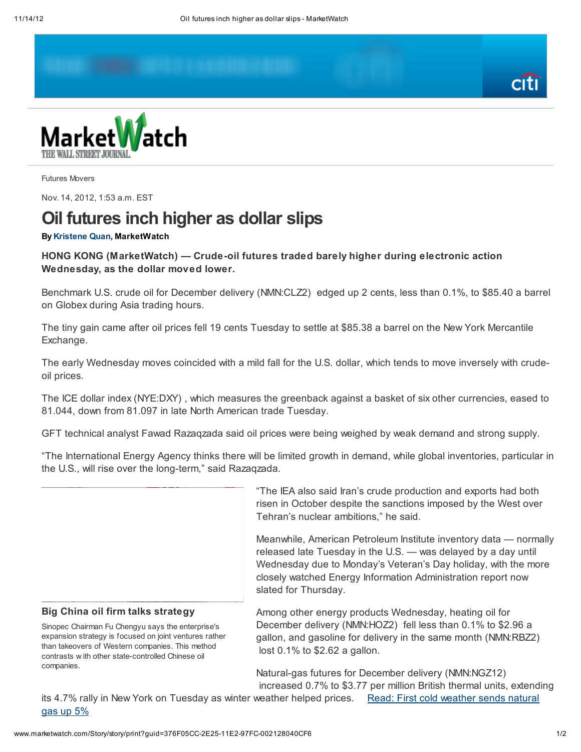Futures Movers

Nov. 14, 2012, 1:53 a.m. EST

# Oil futures inch higher as dollar slips

**By Kristene Quan, MarketWatch**

**HONG KONG (MarketWatch) — Crude-oil futures traded barely higher during electronic action Wednesday, as the dollar moved lower.**

Benchmark U.S. crude oil for December delivery (NMN:CLZ2) edged up 2 cents, less than 0.1%, to $85.40 a barrel on Globex during Asia trading hours.

The tiny gain came after oil prices fell 19 cents Tuesday to settle at $85.38 a barrel on the New York Mercantile Exchange.

The early Wednesday moves coincided with a mild fall for the U.S. dollar, which tends to move inversely with crude-oil prices.

The ICE dollar index (NYE:DXY) , which measures the greenback against a basket of six other currencies, eased to 81.044, down from 81.097 in late North American trade Tuesday.

GFT technical analyst Fawad Razaqzada said oil prices were being weighed by weak demand and strong supply.

"The International Energy Agency thinks there will be limited growth in demand, while global inventories, particular in the U.S., will rise over the long-term," said Razaqzada.

"The IEA also said Iran's crude production and exports had both risen in October despite the sanctions imposed by the West over Tehran's nuclear ambitions," he said.

Meanwhile, American Petroleum Institute inventory data — normally released late Tuesday in the U.S. — was delayed by a day until Wednesday due to Monday's Veteran's Day holiday, with the more closely watched Energy Information Administration report now slated for Thursday.

Among other energy products Wednesday, heating oil for December delivery (NMN:HOZ2) fell less than 0.1% to $2.96 a gallon, and gasoline for delivery in the same month (NMN:RBZ2) lost 0.1% to $2.62 a gallon.

Natural-gas futures for December delivery (NMN:NGZ12) increased 0.7% to $3.77 per million British thermal units, extending its 4.7% rally in New York on Tuesday as winter weather helped prices. Read: First cold weather sends natural gas up 5%

**Big China oil firm talks strategy**

Sinopec Chairman Fu Chengyu says the enterprise's expansion strategy is focused on joint ventures rather than takeovers of Western companies. This method contrasts with other state-controlled Chinese oil companies.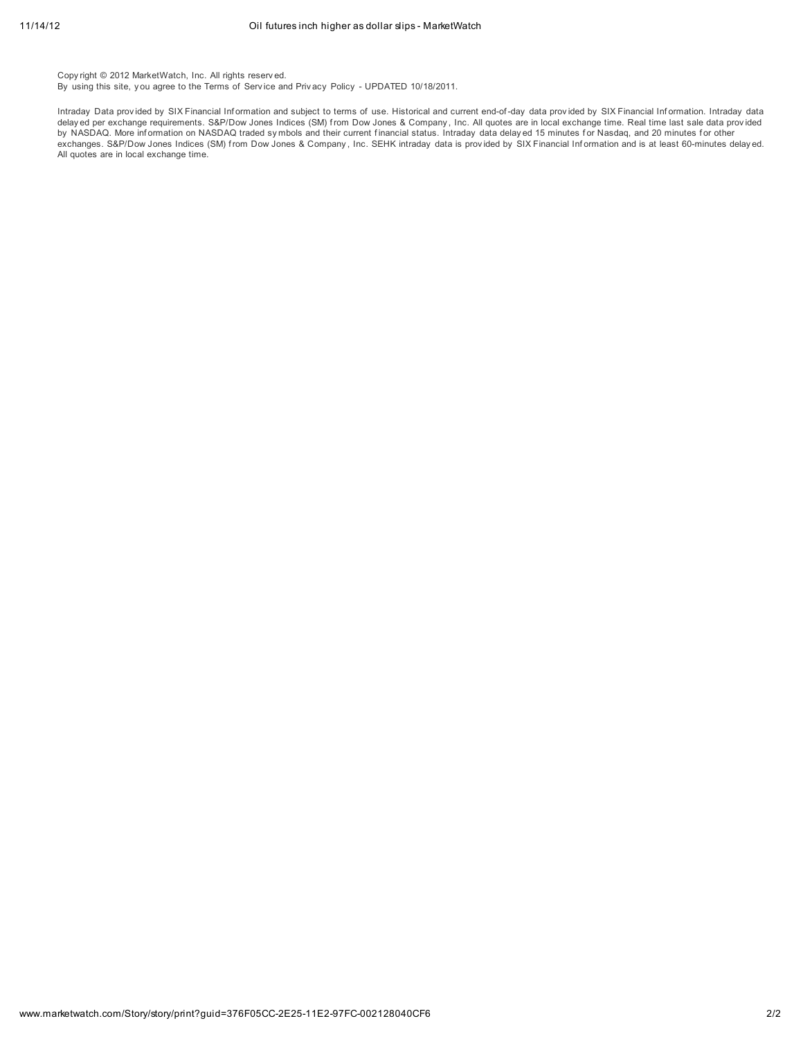Copyright © 2012 MarketWatch, Inc. All rights reserved.
By using this site, you agree to the Terms of Service and Privacy Policy - UPDATED 10/18/2011.

Intraday Data provided by SIX Financial Information and subject to terms of use. Historical and current end-of-day data provided by SIX Financial Information. Intraday data delayed per exchange requirements. S&P/Dow Jones Indices (SM) from Dow Jones & Company, Inc. All quotes are in local exchange time. Real time last sale data provided by NASDAQ. More information on NASDAQ traded symbols and their current financial status. Intraday data delayed 15 minutes for Nasdaq, and 20 minutes for other exchanges. S&P/Dow Jones Indices (SM) from Dow Jones & Company, Inc. SEHK intraday data is provided by SIX Financial Information and is at least 60-minutes delayed. All quotes are in local exchange time.